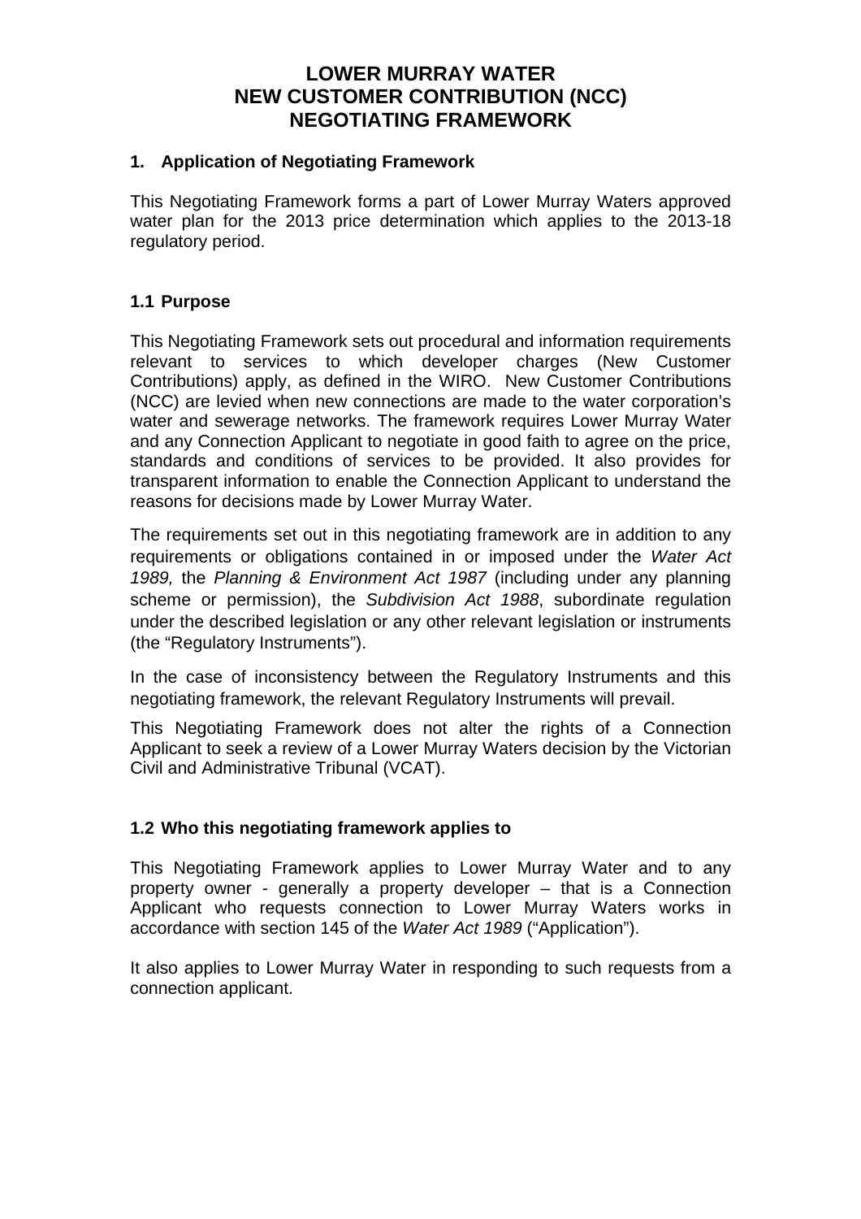# LOWER MURRAY WATER
# NEW CUSTOMER CONTRIBUTION (NCC)
# NEGOTIATING FRAMEWORK

## 1. Application of Negotiating Framework

This Negotiating Framework forms a part of Lower Murray Waters approved water plan for the 2013 price determination which applies to the 2013-18 regulatory period.

### 1.1 Purpose

This Negotiating Framework sets out procedural and information requirements relevant to services to which developer charges (New Customer Contributions) apply, as defined in the WIRO. New Customer Contributions (NCC) are levied when new connections are made to the water corporation's water and sewerage networks. The framework requires Lower Murray Water and any Connection Applicant to negotiate in good faith to agree on the price, standards and conditions of services to be provided. It also provides for transparent information to enable the Connection Applicant to understand the reasons for decisions made by Lower Murray Water.

The requirements set out in this negotiating framework are in addition to any requirements or obligations contained in or imposed under the *Water Act 1989,* the *Planning & Environment Act 1987* (including under any planning scheme or permission), the *Subdivision Act 1988*, subordinate regulation under the described legislation or any other relevant legislation or instruments (the "Regulatory Instruments").

In the case of inconsistency between the Regulatory Instruments and this negotiating framework, the relevant Regulatory Instruments will prevail.

This Negotiating Framework does not alter the rights of a Connection Applicant to seek a review of a Lower Murray Waters decision by the Victorian Civil and Administrative Tribunal (VCAT).

### 1.2 Who this negotiating framework applies to

This Negotiating Framework applies to Lower Murray Water and to any property owner - generally a property developer – that is a Connection Applicant who requests connection to Lower Murray Waters works in accordance with section 145 of the *Water Act 1989* ("Application").

It also applies to Lower Murray Water in responding to such requests from a connection applicant.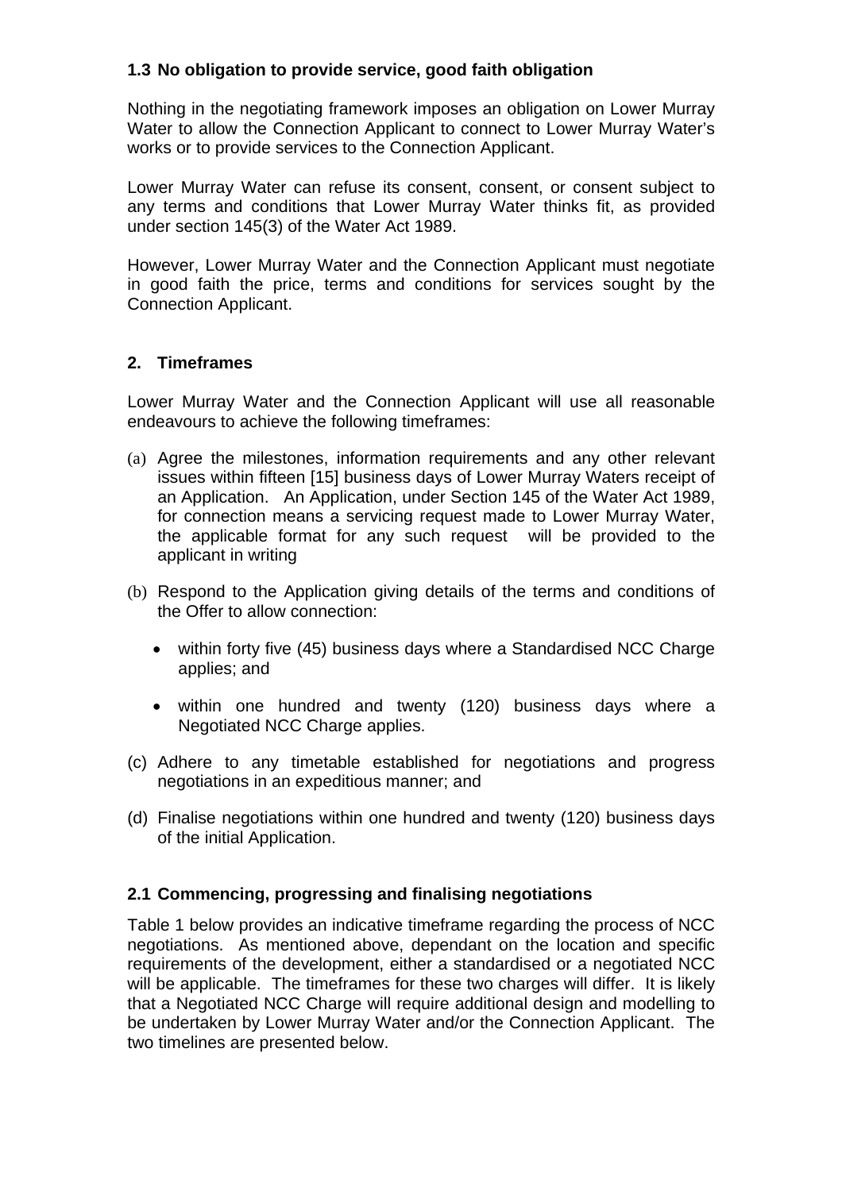### 1.3 No obligation to provide service, good faith obligation

Nothing in the negotiating framework imposes an obligation on Lower Murray Water to allow the Connection Applicant to connect to Lower Murray Water's works or to provide services to the Connection Applicant.

Lower Murray Water can refuse its consent, consent, or consent subject to any terms and conditions that Lower Murray Water thinks fit, as provided under section 145(3) of the Water Act 1989.

However, Lower Murray Water and the Connection Applicant must negotiate in good faith the price, terms and conditions for services sought by the Connection Applicant.

## 2. Timeframes

Lower Murray Water and the Connection Applicant will use all reasonable endeavours to achieve the following timeframes:

(a) Agree the milestones, information requirements and any other relevant issues within fifteen [15] business days of Lower Murray Waters receipt of an Application. An Application, under Section 145 of the Water Act 1989, for connection means a servicing request made to Lower Murray Water, the applicable format for any such request will be provided to the applicant in writing

(b) Respond to the Application giving details of the terms and conditions of the Offer to allow connection:

- within forty five (45) business days where a Standardised NCC Charge applies; and
- within one hundred and twenty (120) business days where a Negotiated NCC Charge applies.

(c) Adhere to any timetable established for negotiations and progress negotiations in an expeditious manner; and

(d) Finalise negotiations within one hundred and twenty (120) business days of the initial Application.

### 2.1 Commencing, progressing and finalising negotiations

Table 1 below provides an indicative timeframe regarding the process of NCC negotiations. As mentioned above, dependant on the location and specific requirements of the development, either a standardised or a negotiated NCC will be applicable. The timeframes for these two charges will differ. It is likely that a Negotiated NCC Charge will require additional design and modelling to be undertaken by Lower Murray Water and/or the Connection Applicant. The two timelines are presented below.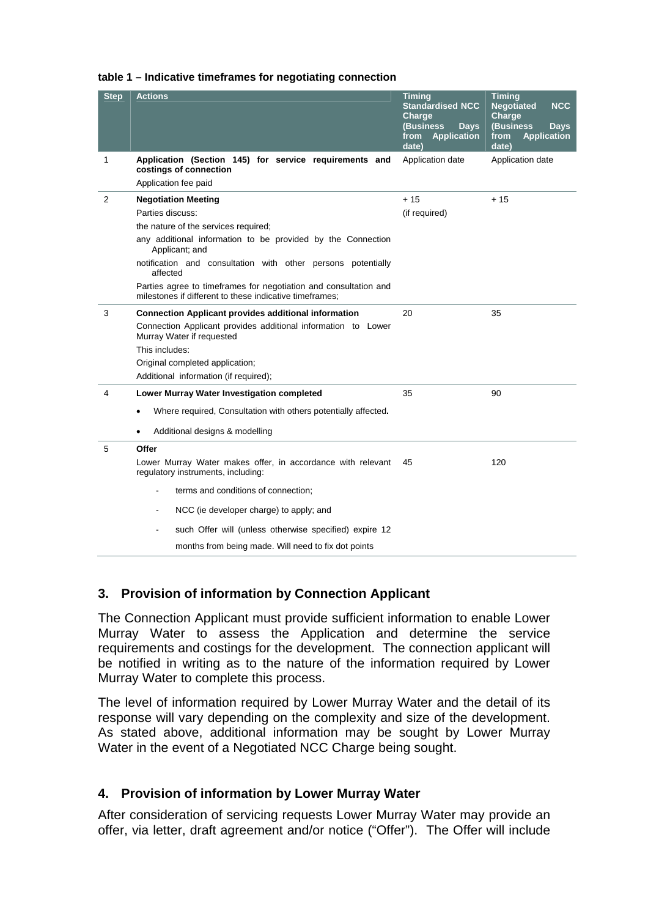**table 1 – Indicative timeframes for negotiating connection**

| Step | Actions | Timing Standardised NCC Charge (Business Days from Application date) | Timing Negotiated NCC Charge (Business Days from Application date) |
|---|---|---|---|
| 1 | **Application (Section 145) for service requirements and costings of connection**<br>Application fee paid | Application date | Application date |
| 2 | **Negotiation Meeting**<br>Parties discuss:<br>the nature of the services required;<br>any additional information to be provided by the Connection Applicant; and<br>notification and consultation with other persons potentially affected<br>Parties agree to timeframes for negotiation and consultation and milestones if different to these indicative timeframes; | + 15<br>(if required) | + 15 |
| 3 | **Connection Applicant provides additional information**<br>Connection Applicant provides additional information to Lower Murray Water if requested<br>This includes:<br>Original completed application;<br>Additional information (if required); | 20 | 35 |
| 4 | **Lower Murray Water Investigation completed**<br>• Where required, Consultation with others potentially affected.<br>• Additional designs & modelling | 35 | 90 |
| 5 | **Offer**<br>Lower Murray Water makes offer, in accordance with relevant regulatory instruments, including:<br>- terms and conditions of connection;<br>- NCC (ie developer charge) to apply; and<br>- such Offer will (unless otherwise specified) expire 12 months from being made. Will need to fix dot points | 45 | 120 |

## 3. Provision of information by Connection Applicant

The Connection Applicant must provide sufficient information to enable Lower Murray Water to assess the Application and determine the service requirements and costings for the development. The connection applicant will be notified in writing as to the nature of the information required by Lower Murray Water to complete this process.

The level of information required by Lower Murray Water and the detail of its response will vary depending on the complexity and size of the development. As stated above, additional information may be sought by Lower Murray Water in the event of a Negotiated NCC Charge being sought.

## 4. Provision of information by Lower Murray Water

After consideration of servicing requests Lower Murray Water may provide an offer, via letter, draft agreement and/or notice ("Offer"). The Offer will include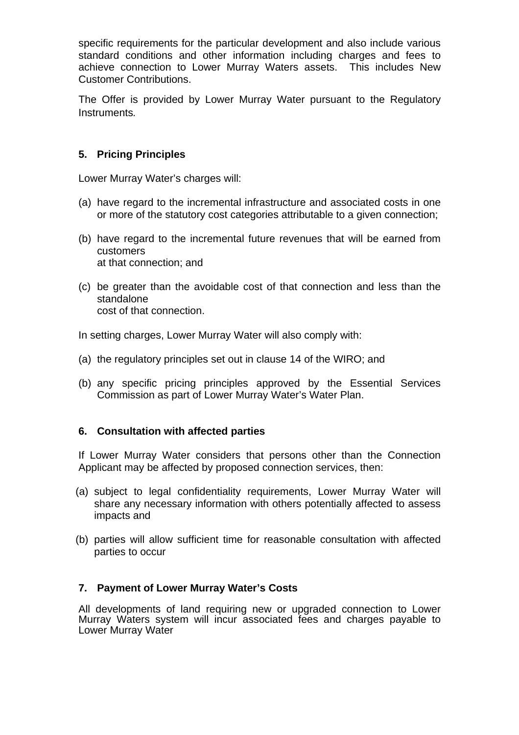specific requirements for the particular development and also include various standard conditions and other information including charges and fees to achieve connection to Lower Murray Waters assets. This includes New Customer Contributions.

The Offer is provided by Lower Murray Water pursuant to the Regulatory Instruments*.*

## 5. Pricing Principles

Lower Murray Water's charges will:

(a) have regard to the incremental infrastructure and associated costs in one or more of the statutory cost categories attributable to a given connection;

(b) have regard to the incremental future revenues that will be earned from customers at that connection; and

(c) be greater than the avoidable cost of that connection and less than the standalone cost of that connection.

In setting charges, Lower Murray Water will also comply with:

(a) the regulatory principles set out in clause 14 of the WIRO; and

(b) any specific pricing principles approved by the Essential Services Commission as part of Lower Murray Water's Water Plan.

## 6. Consultation with affected parties

If Lower Murray Water considers that persons other than the Connection Applicant may be affected by proposed connection services, then:

(a) subject to legal confidentiality requirements, Lower Murray Water will share any necessary information with others potentially affected to assess impacts and

(b) parties will allow sufficient time for reasonable consultation with affected parties to occur

## 7. Payment of Lower Murray Water's Costs

All developments of land requiring new or upgraded connection to Lower Murray Waters system will incur associated fees and charges payable to Lower Murray Water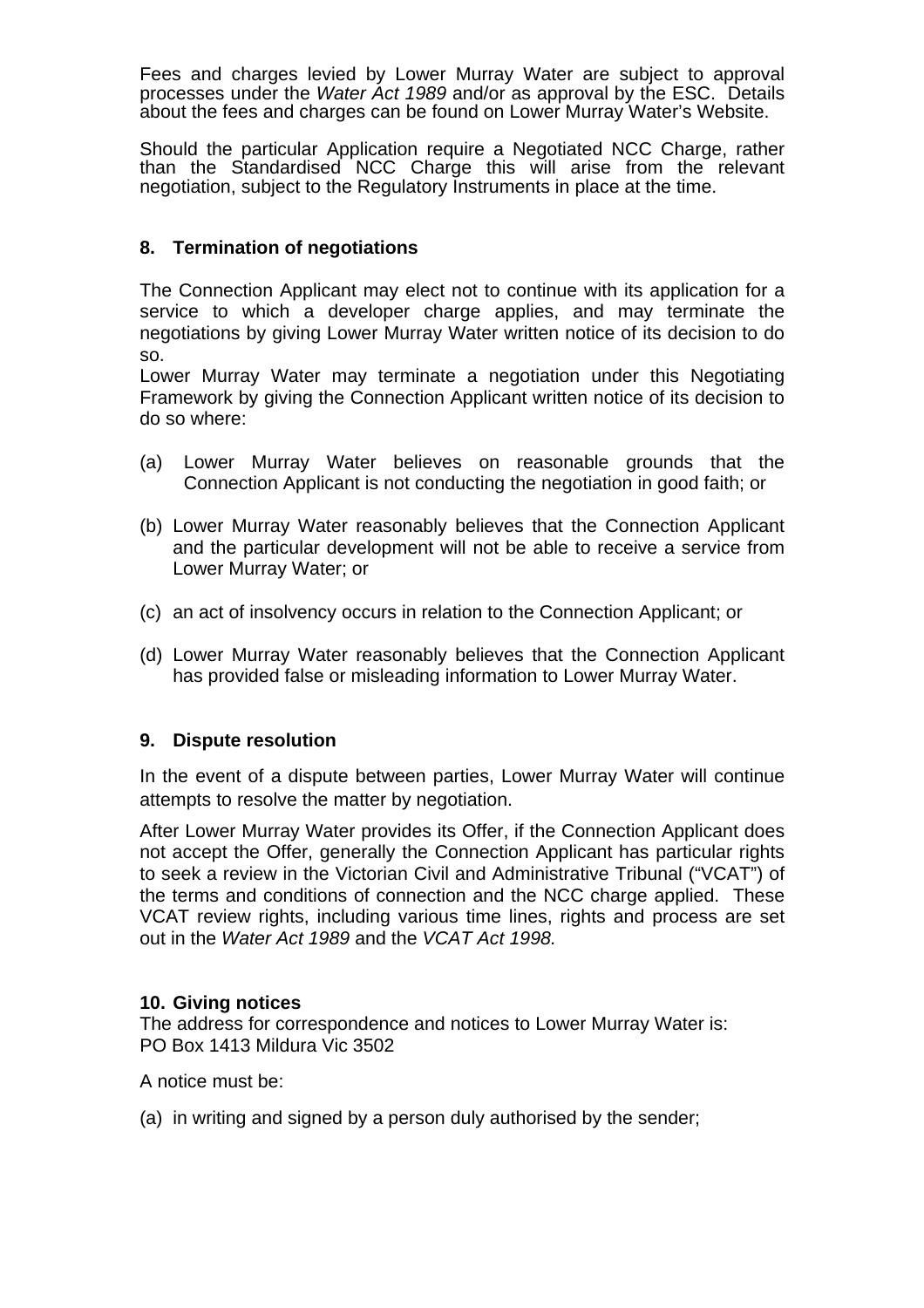Fees and charges levied by Lower Murray Water are subject to approval processes under the *Water Act 1989* and/or as approval by the ESC. Details about the fees and charges can be found on Lower Murray Water's Website.

Should the particular Application require a Negotiated NCC Charge, rather than the Standardised NCC Charge this will arise from the relevant negotiation, subject to the Regulatory Instruments in place at the time.

## 8. Termination of negotiations

The Connection Applicant may elect not to continue with its application for a service to which a developer charge applies, and may terminate the negotiations by giving Lower Murray Water written notice of its decision to do so.

Lower Murray Water may terminate a negotiation under this Negotiating Framework by giving the Connection Applicant written notice of its decision to do so where:

(a) Lower Murray Water believes on reasonable grounds that the Connection Applicant is not conducting the negotiation in good faith; or

(b) Lower Murray Water reasonably believes that the Connection Applicant and the particular development will not be able to receive a service from Lower Murray Water; or

(c) an act of insolvency occurs in relation to the Connection Applicant; or

(d) Lower Murray Water reasonably believes that the Connection Applicant has provided false or misleading information to Lower Murray Water.

## 9. Dispute resolution

In the event of a dispute between parties, Lower Murray Water will continue attempts to resolve the matter by negotiation.

After Lower Murray Water provides its Offer, if the Connection Applicant does not accept the Offer, generally the Connection Applicant has particular rights to seek a review in the Victorian Civil and Administrative Tribunal ("VCAT") of the terms and conditions of connection and the NCC charge applied. These VCAT review rights, including various time lines, rights and process are set out in the *Water Act 1989* and the *VCAT Act 1998.*

## 10. Giving notices

The address for correspondence and notices to Lower Murray Water is:
PO Box 1413 Mildura Vic 3502

A notice must be:

(a) in writing and signed by a person duly authorised by the sender;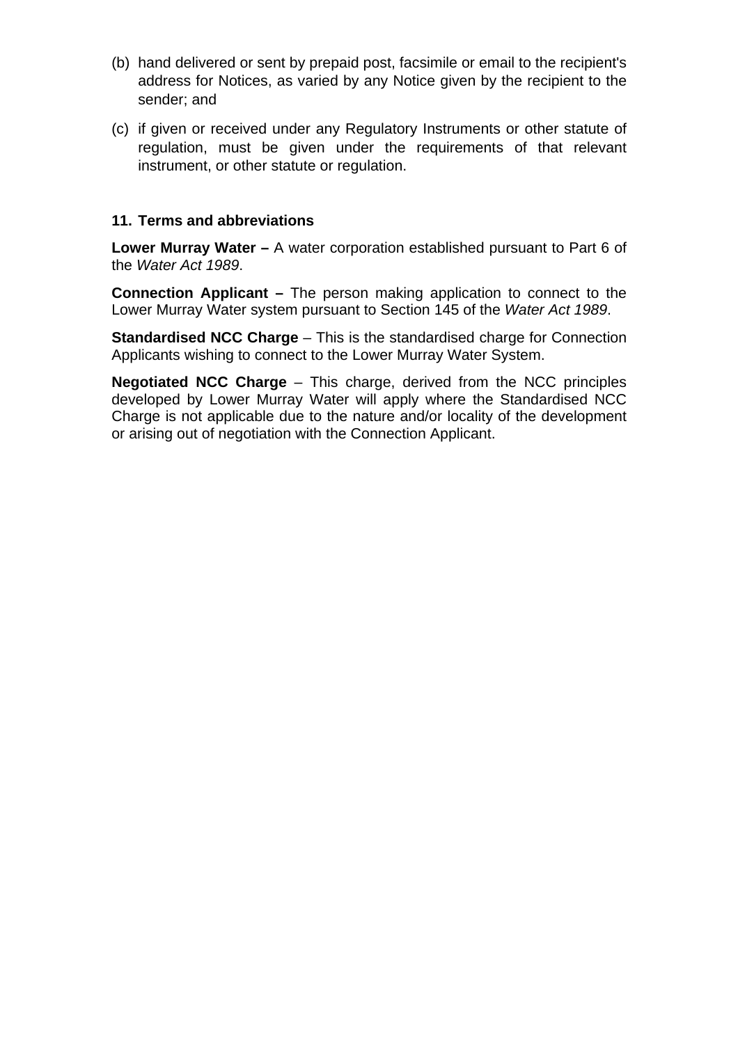(b) hand delivered or sent by prepaid post, facsimile or email to the recipient's address for Notices, as varied by any Notice given by the recipient to the sender; and

(c) if given or received under any Regulatory Instruments or other statute of regulation, must be given under the requirements of that relevant instrument, or other statute or regulation.

## 11. Terms and abbreviations

**Lower Murray Water –** A water corporation established pursuant to Part 6 of the *Water Act 1989*.

**Connection Applicant –** The person making application to connect to the Lower Murray Water system pursuant to Section 145 of the *Water Act 1989*.

**Standardised NCC Charge** – This is the standardised charge for Connection Applicants wishing to connect to the Lower Murray Water System.

**Negotiated NCC Charge** – This charge, derived from the NCC principles developed by Lower Murray Water will apply where the Standardised NCC Charge is not applicable due to the nature and/or locality of the development or arising out of negotiation with the Connection Applicant.